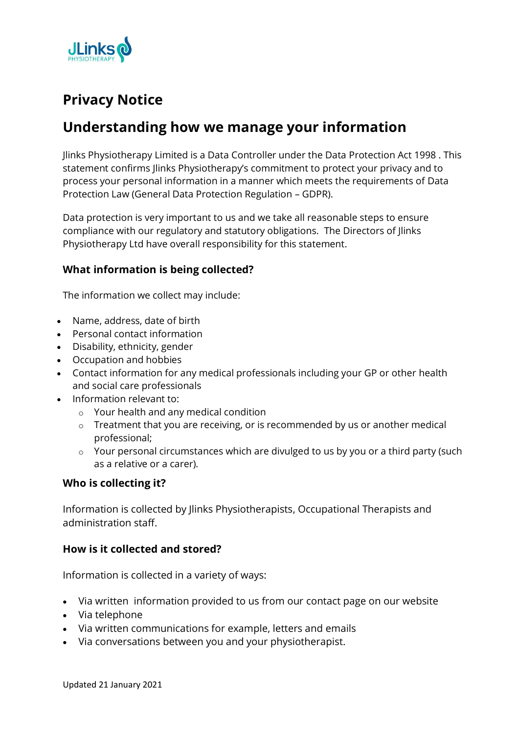# Privacy Notice

## Understanding how we manage your information

Jlinks Physiotherapy Limited is a Data Controller under the Data Protection Act 1998 . This statement confirms Jlinks Physiotherapy's commitment to protect your privacy and to process your personal information in a manner which meets the requirements of Data Protection Law (General Data Protection Regulation – GDPR).

Data protection is very important to us and we take all reasonable steps to ensure compliance with our regulatory and statutory obligations. The Directors of Jlinks Physiotherapy Ltd have overall responsibility for this statement.

### What information is being collected?

The information we collect may include:

- Name, address, date of birth
- Personal contact information
- Disability, ethnicity, gender
- Occupation and hobbies
- Contact information for any medical professionals including your GP or other health and social care professionals
- Information relevant to:
  - Your health and any medical condition
  - Treatment that you are receiving, or is recommended by us or another medical professional;
  - Your personal circumstances which are divulged to us by you or a third party (such as a relative or a carer).

### Who is collecting it?

Information is collected by Jlinks Physiotherapists, Occupational Therapists and administration staff.

### How is it collected and stored?

Information is collected in a variety of ways:

- Via written information provided to us from our contact page on our website
- Via telephone
- Via written communications for example, letters and emails
- Via conversations between you and your physiotherapist.

Updated 21 January 2021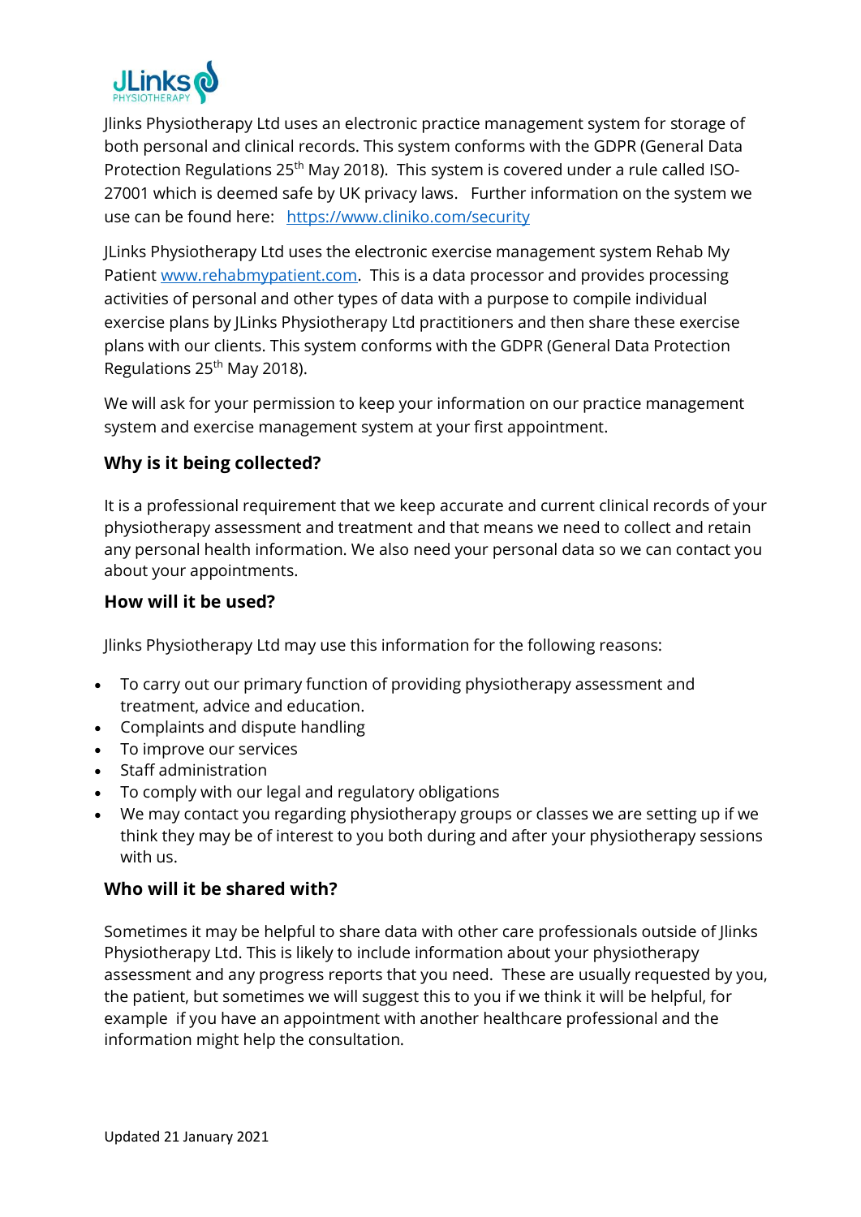Jlinks Physiotherapy Ltd uses an electronic practice management system for storage of both personal and clinical records. This system conforms with the GDPR (General Data Protection Regulations 25th May 2018). This system is covered under a rule called ISO-27001 which is deemed safe by UK privacy laws. Further information on the system we use can be found here: [https://www.cliniko.com/security](https://www.cliniko.com/security)

JLinks Physiotherapy Ltd uses the electronic exercise management system Rehab My Patient [www.rehabmypatient.com](http://www.rehabmypatient.com). This is a data processor and provides processing activities of personal and other types of data with a purpose to compile individual exercise plans by JLinks Physiotherapy Ltd practitioners and then share these exercise plans with our clients. This system conforms with the GDPR (General Data Protection Regulations 25th May 2018).

We will ask for your permission to keep your information on our practice management system and exercise management system at your first appointment.

### Why is it being collected?

It is a professional requirement that we keep accurate and current clinical records of your physiotherapy assessment and treatment and that means we need to collect and retain any personal health information. We also need your personal data so we can contact you about your appointments.

### How will it be used?

Jlinks Physiotherapy Ltd may use this information for the following reasons:

- To carry out our primary function of providing physiotherapy assessment and treatment, advice and education.
- Complaints and dispute handling
- To improve our services
- Staff administration
- To comply with our legal and regulatory obligations
- We may contact you regarding physiotherapy groups or classes we are setting up if we think they may be of interest to you both during and after your physiotherapy sessions with us.

### Who will it be shared with?

Sometimes it may be helpful to share data with other care professionals outside of Jlinks Physiotherapy Ltd. This is likely to include information about your physiotherapy assessment and any progress reports that you need. These are usually requested by you, the patient, but sometimes we will suggest this to you if we think it will be helpful, for example if you have an appointment with another healthcare professional and the information might help the consultation.

Updated 21 January 2021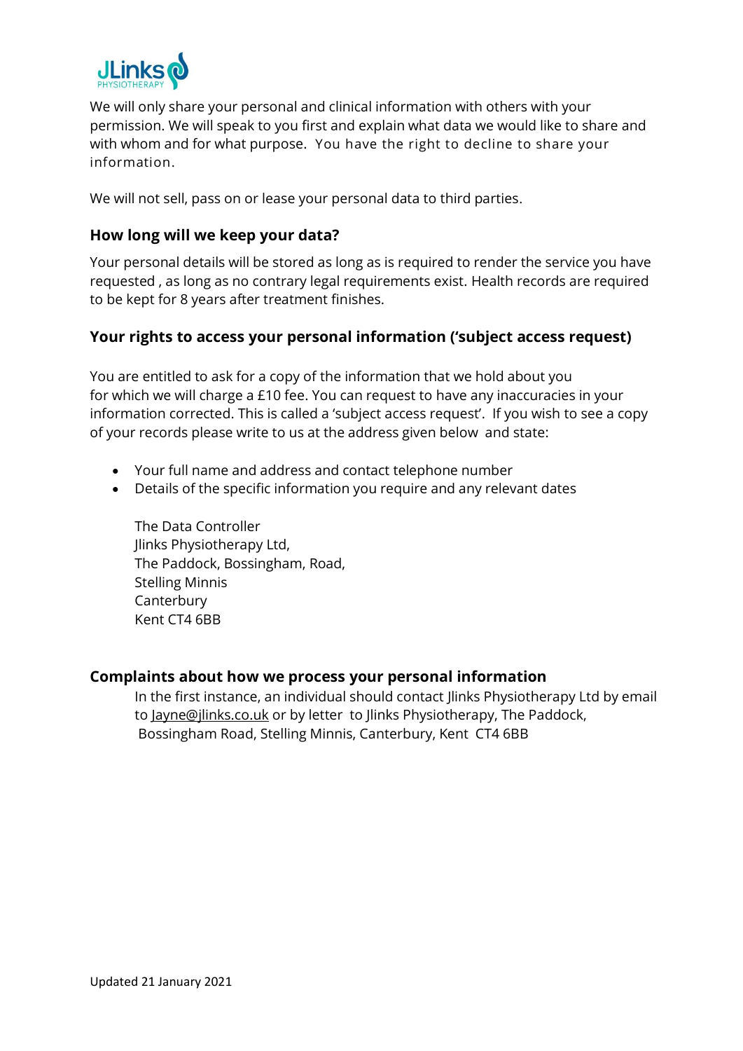We will only share your personal and clinical information with others with your permission. We will speak to you first and explain what data we would like to share and with whom and for what purpose. You have the right to decline to share your information.

We will not sell, pass on or lease your personal data to third parties.

## How long will we keep your data?

Your personal details will be stored as long as is required to render the service you have requested , as long as no contrary legal requirements exist. Health records are required to be kept for 8 years after treatment finishes.

## Your rights to access your personal information ('subject access request)

You are entitled to ask for a copy of the information that we hold about you for which we will charge a £10 fee. You can request to have any inaccuracies in your information corrected. This is called a 'subject access request'. If you wish to see a copy of your records please write to us at the address given below and state:

- Your full name and address and contact telephone number
- Details of the specific information you require and any relevant dates

The Data Controller
Jlinks Physiotherapy Ltd,
The Paddock, Bossingham, Road,
Stelling Minnis
Canterbury
Kent CT4 6BB

## Complaints about how we process your personal information

In the first instance, an individual should contact Jlinks Physiotherapy Ltd by email to Jayne@jlinks.co.uk or by letter to Jlinks Physiotherapy, The Paddock, Bossingham Road, Stelling Minnis, Canterbury, Kent CT4 6BB

Updated 21 January 2021